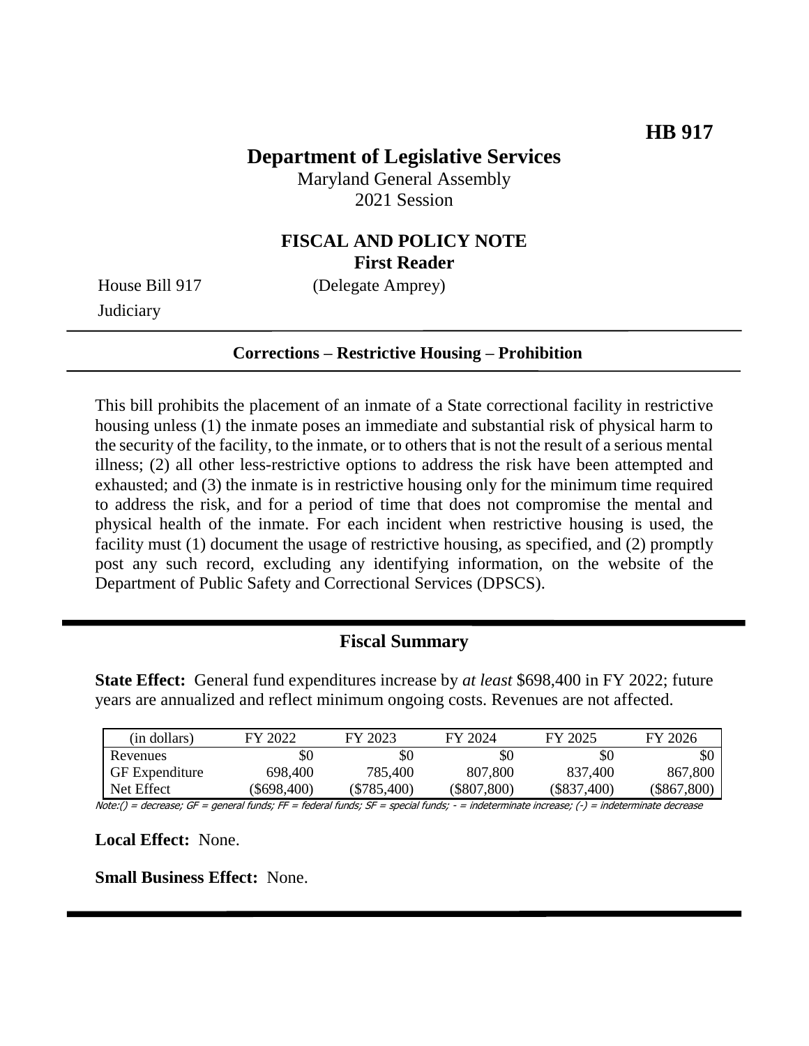**HB 917**

# Department of Legislative Services

Maryland General Assembly
2021 Session

## FISCAL AND POLICY NOTE
**First Reader**

House Bill 917 (Delegate Amprey)
Judiciary

**Corrections – Restrictive Housing – Prohibition**

This bill prohibits the placement of an inmate of a State correctional facility in restrictive housing unless (1) the inmate poses an immediate and substantial risk of physical harm to the security of the facility, to the inmate, or to others that is not the result of a serious mental illness; (2) all other less-restrictive options to address the risk have been attempted and exhausted; and (3) the inmate is in restrictive housing only for the minimum time required to address the risk, and for a period of time that does not compromise the mental and physical health of the inmate. For each incident when restrictive housing is used, the facility must (1) document the usage of restrictive housing, as specified, and (2) promptly post any such record, excluding any identifying information, on the website of the Department of Public Safety and Correctional Services (DPSCS).

## Fiscal Summary

**State Effect:** General fund expenditures increase by *at least* $698,400 in FY 2022; future years are annualized and reflect minimum ongoing costs. Revenues are not affected.

| (in dollars) | FY 2022 | FY 2023 | FY 2024 | FY 2025 | FY 2026 |
|---|---|---|---|---|---|
| Revenues | $0 | $0 | $0 | $0 | $0 |
| GF Expenditure | 698,400 | 785,400 | 807,800 | 837,400 | 867,800 |
| Net Effect | ($698,400) | ($785,400) | ($807,800) | ($837,400) | ($867,800) |

Note:() = decrease; GF = general funds; FF = federal funds; SF = special funds; - = indeterminate increase; (-) = indeterminate decrease

**Local Effect:** None.

**Small Business Effect:** None.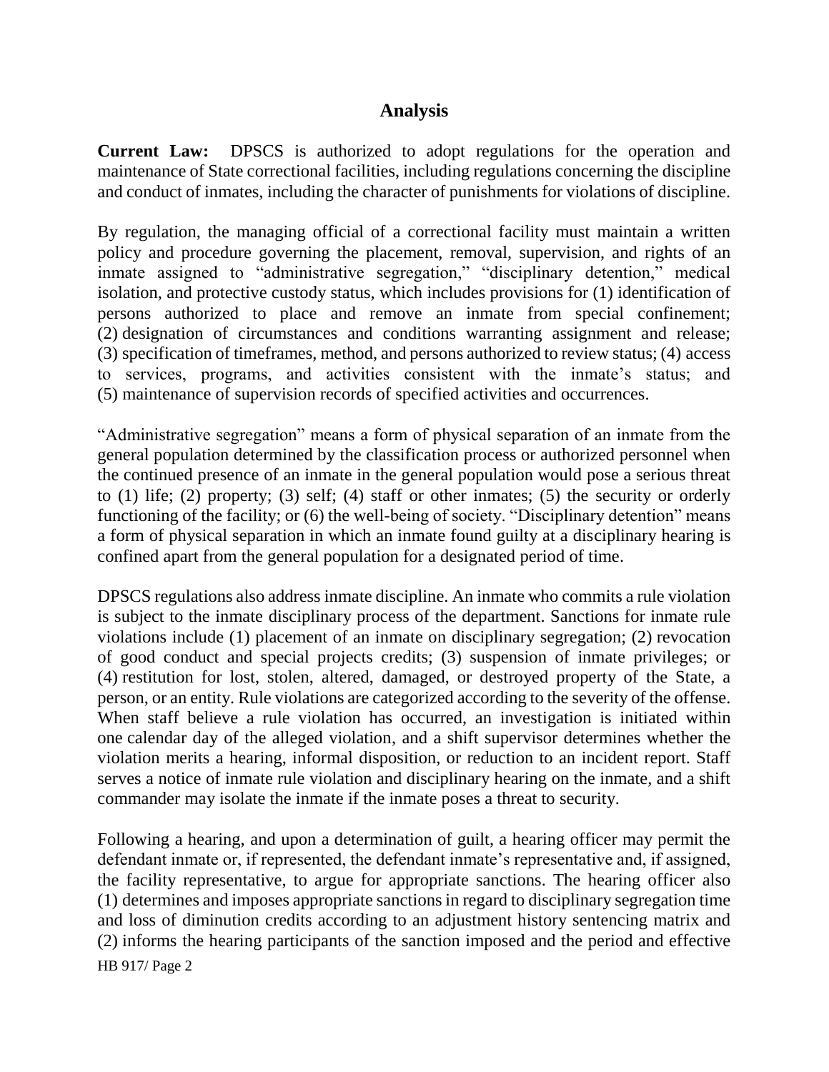## Analysis

**Current Law:** DPSCS is authorized to adopt regulations for the operation and maintenance of State correctional facilities, including regulations concerning the discipline and conduct of inmates, including the character of punishments for violations of discipline.

By regulation, the managing official of a correctional facility must maintain a written policy and procedure governing the placement, removal, supervision, and rights of an inmate assigned to "administrative segregation," "disciplinary detention," medical isolation, and protective custody status, which includes provisions for (1) identification of persons authorized to place and remove an inmate from special confinement; (2) designation of circumstances and conditions warranting assignment and release; (3) specification of timeframes, method, and persons authorized to review status; (4) access to services, programs, and activities consistent with the inmate's status; and (5) maintenance of supervision records of specified activities and occurrences.

"Administrative segregation" means a form of physical separation of an inmate from the general population determined by the classification process or authorized personnel when the continued presence of an inmate in the general population would pose a serious threat to (1) life; (2) property; (3) self; (4) staff or other inmates; (5) the security or orderly functioning of the facility; or (6) the well-being of society. "Disciplinary detention" means a form of physical separation in which an inmate found guilty at a disciplinary hearing is confined apart from the general population for a designated period of time.

DPSCS regulations also address inmate discipline. An inmate who commits a rule violation is subject to the inmate disciplinary process of the department. Sanctions for inmate rule violations include (1) placement of an inmate on disciplinary segregation; (2) revocation of good conduct and special projects credits; (3) suspension of inmate privileges; or (4) restitution for lost, stolen, altered, damaged, or destroyed property of the State, a person, or an entity. Rule violations are categorized according to the severity of the offense. When staff believe a rule violation has occurred, an investigation is initiated within one calendar day of the alleged violation, and a shift supervisor determines whether the violation merits a hearing, informal disposition, or reduction to an incident report. Staff serves a notice of inmate rule violation and disciplinary hearing on the inmate, and a shift commander may isolate the inmate if the inmate poses a threat to security.

Following a hearing, and upon a determination of guilt, a hearing officer may permit the defendant inmate or, if represented, the defendant inmate's representative and, if assigned, the facility representative, to argue for appropriate sanctions. The hearing officer also (1) determines and imposes appropriate sanctions in regard to disciplinary segregation time and loss of diminution credits according to an adjustment history sentencing matrix and (2) informs the hearing participants of the sanction imposed and the period and effective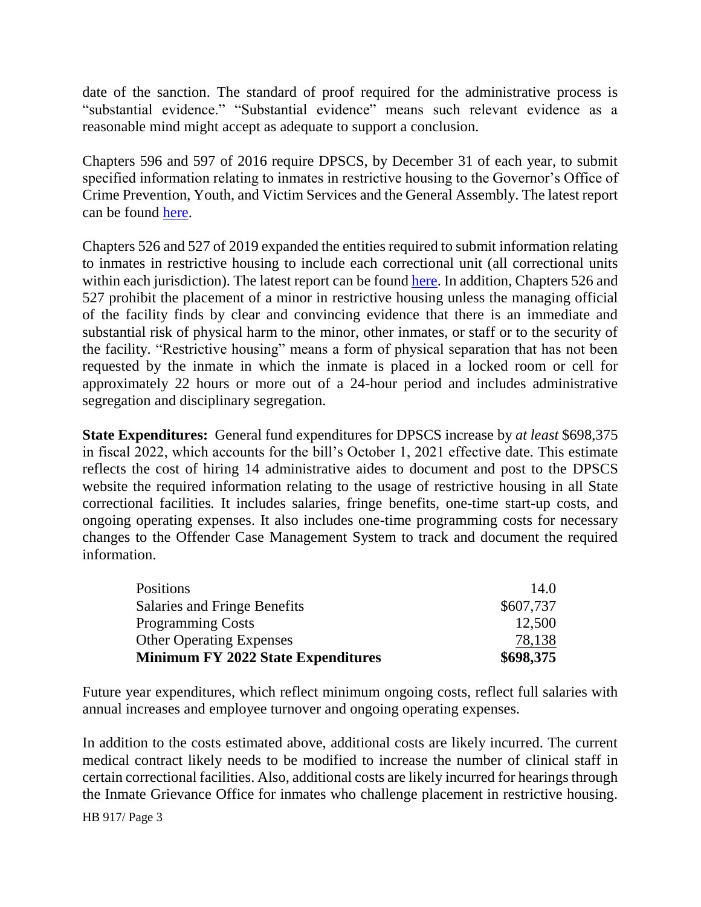date of the sanction. The standard of proof required for the administrative process is "substantial evidence." "Substantial evidence" means such relevant evidence as a reasonable mind might accept as adequate to support a conclusion.

Chapters 596 and 597 of 2016 require DPSCS, by December 31 of each year, to submit specified information relating to inmates in restrictive housing to the Governor's Office of Crime Prevention, Youth, and Victim Services and the General Assembly. The latest report can be found here.

Chapters 526 and 527 of 2019 expanded the entities required to submit information relating to inmates in restrictive housing to include each correctional unit (all correctional units within each jurisdiction). The latest report can be found here. In addition, Chapters 526 and 527 prohibit the placement of a minor in restrictive housing unless the managing official of the facility finds by clear and convincing evidence that there is an immediate and substantial risk of physical harm to the minor, other inmates, or staff or to the security of the facility. "Restrictive housing" means a form of physical separation that has not been requested by the inmate in which the inmate is placed in a locked room or cell for approximately 22 hours or more out of a 24-hour period and includes administrative segregation and disciplinary segregation.

**State Expenditures:** General fund expenditures for DPSCS increase by *at least* $698,375 in fiscal 2022, which accounts for the bill's October 1, 2021 effective date. This estimate reflects the cost of hiring 14 administrative aides to document and post to the DPSCS website the required information relating to the usage of restrictive housing in all State correctional facilities. It includes salaries, fringe benefits, one-time start-up costs, and ongoing operating expenses. It also includes one-time programming costs for necessary changes to the Offender Case Management System to track and document the required information.

| | |
|---|---|
| Positions | 14.0 |
| Salaries and Fringe Benefits | $607,737 |
| Programming Costs | 12,500 |
| Other Operating Expenses | 78,138 |
| **Minimum FY 2022 State Expenditures** | **$698,375** |

Future year expenditures, which reflect minimum ongoing costs, reflect full salaries with annual increases and employee turnover and ongoing operating expenses.

In addition to the costs estimated above, additional costs are likely incurred. The current medical contract likely needs to be modified to increase the number of clinical staff in certain correctional facilities. Also, additional costs are likely incurred for hearings through the Inmate Grievance Office for inmates who challenge placement in restrictive housing.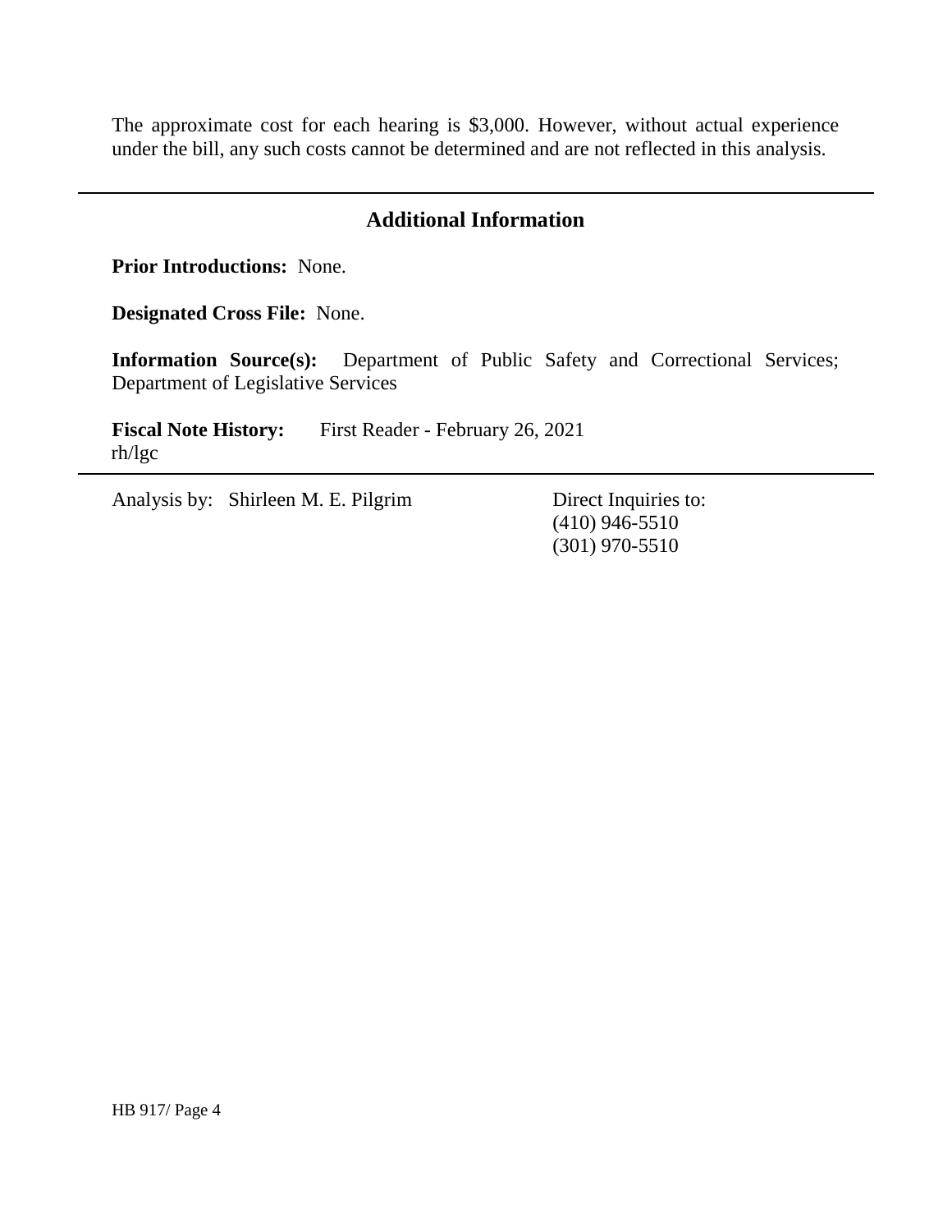The approximate cost for each hearing is $3,000. However, without actual experience under the bill, any such costs cannot be determined and are not reflected in this analysis.

## Additional Information

**Prior Introductions:** None.

**Designated Cross File:** None.

**Information Source(s):** Department of Public Safety and Correctional Services; Department of Legislative Services

**Fiscal Note History:** First Reader - February 26, 2021
rh/lgc

Analysis by: Shirleen M. E. Pilgrim

Direct Inquiries to:
(410) 946-5510
(301) 970-5510